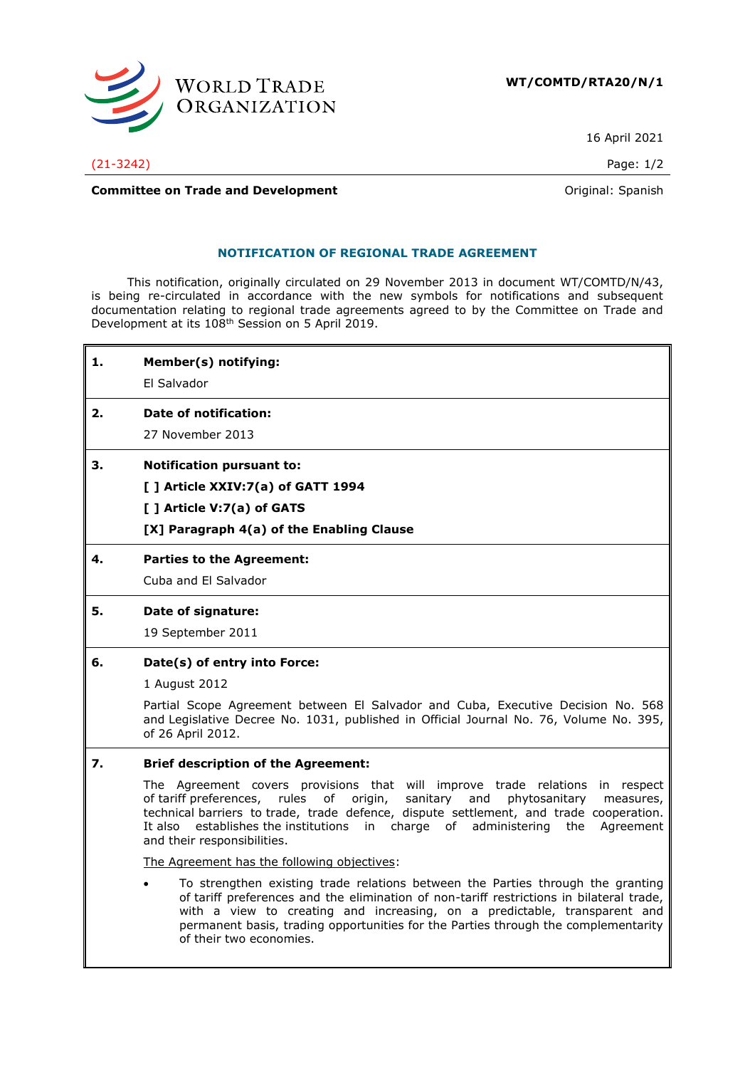WORLD TRADE ORGANIZATION

**WT/COMTD/RTA20/N/1**

16 April 2021

(21-3242)

**Committee on Trade and Development**

Original: Spanish

## NOTIFICATION OF REGIONAL TRADE AGREEMENT

This notification, originally circulated on 29 November 2013 in document WT/COMTD/N/43, is being re-circulated in accordance with the new symbols for notifications and subsequent documentation relating to regional trade agreements agreed to by the Committee on Trade and Development at its 108th Session on 5 April 2019.

**1. Member(s) notifying:**

El Salvador

**2. Date of notification:**

27 November 2013

**3. Notification pursuant to:**

**[ ] Article XXIV:7(a) of GATT 1994**

**[ ] Article V:7(a) of GATS**

**[X] Paragraph 4(a) of the Enabling Clause**

**4. Parties to the Agreement:**

Cuba and El Salvador

**5. Date of signature:**

19 September 2011

**6. Date(s) of entry into Force:**

1 August 2012

Partial Scope Agreement between El Salvador and Cuba, Executive Decision No. 568 and Legislative Decree No. 1031, published in Official Journal No. 76, Volume No. 395, of 26 April 2012.

**7. Brief description of the Agreement:**

The Agreement covers provisions that will improve trade relations in respect of tariff preferences, rules of origin, sanitary and phytosanitary measures, technical barriers to trade, trade defence, dispute settlement, and trade cooperation. It also establishes the institutions in charge of administering the Agreement and their responsibilities.

The Agreement has the following objectives:

- To strengthen existing trade relations between the Parties through the granting of tariff preferences and the elimination of non-tariff restrictions in bilateral trade, with a view to creating and increasing, on a predictable, transparent and permanent basis, trading opportunities for the Parties through the complementarity of their two economies.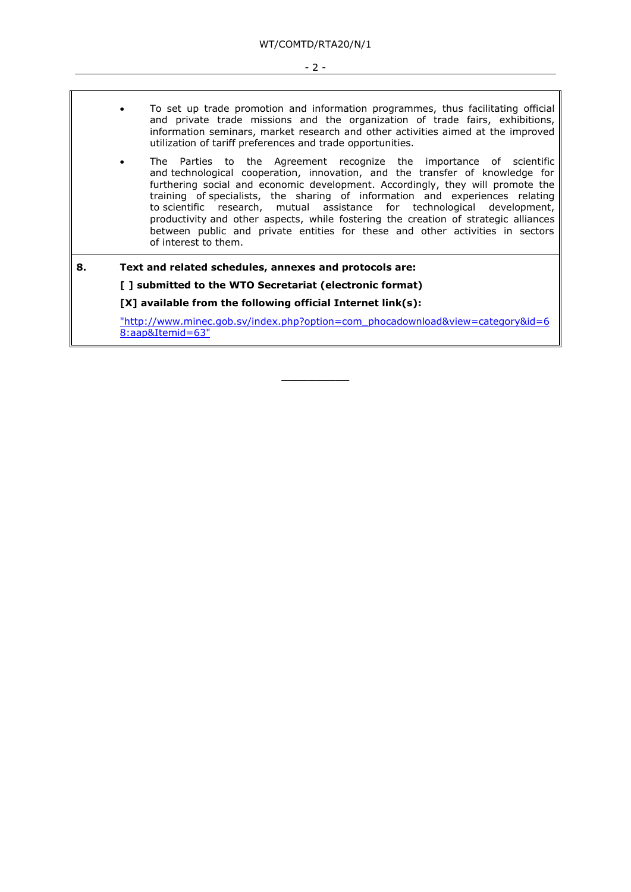- To set up trade promotion and information programmes, thus facilitating official and private trade missions and the organization of trade fairs, exhibitions, information seminars, market research and other activities aimed at the improved utilization of tariff preferences and trade opportunities.
- The Parties to the Agreement recognize the importance of scientific and technological cooperation, innovation, and the transfer of knowledge for furthering social and economic development. Accordingly, they will promote the training of specialists, the sharing of information and experiences relating to scientific research, mutual assistance for technological development, productivity and other aspects, while fostering the creation of strategic alliances between public and private entities for these and other activities in sectors of interest to them.

**8. Text and related schedules, annexes and protocols are:**

**[ ] submitted to the WTO Secretariat (electronic format)**

**[X] available from the following official Internet link(s):**

"http://www.minec.gob.sv/index.php?option=com_phocadownload&view=category&id=68:aap&Itemid=63"